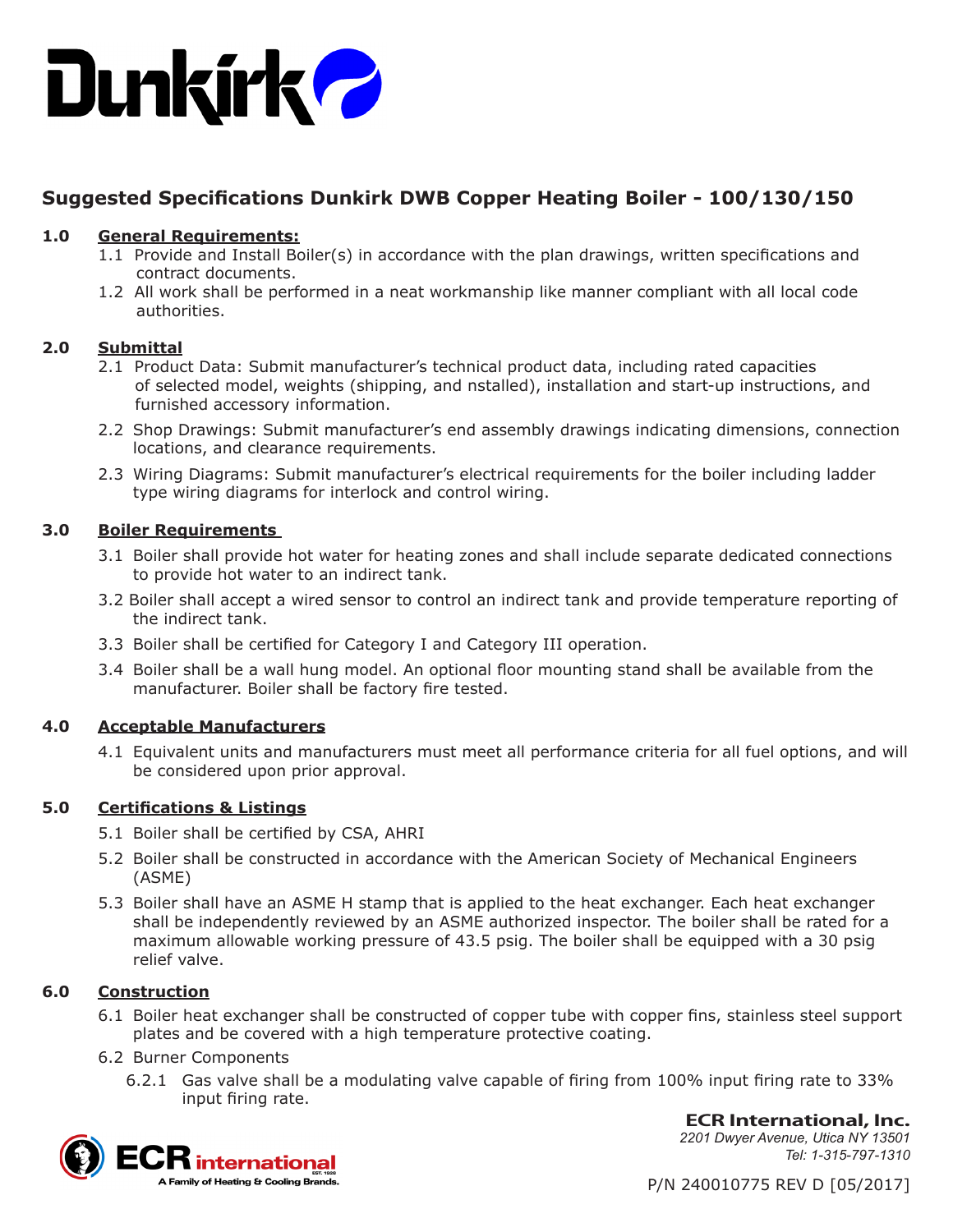# Suggested Specifications Dunkirk DWB Copper Heating Boiler - 100/130/150

## 1.0 General Requirements:

1.1 Provide and Install Boiler(s) in accordance with the plan drawings, written specifications and contract documents.

1.2 All work shall be performed in a neat workmanship like manner compliant with all local code authorities.

## 2.0 Submittal

2.1 Product Data: Submit manufacturer's technical product data, including rated capacities of selected model, weights (shipping, and nstalled), installation and start-up instructions, and furnished accessory information.

2.2 Shop Drawings: Submit manufacturer's end assembly drawings indicating dimensions, connection locations, and clearance requirements.

2.3 Wiring Diagrams: Submit manufacturer's electrical requirements for the boiler including ladder type wiring diagrams for interlock and control wiring.

## 3.0 Boiler Requirements

3.1 Boiler shall provide hot water for heating zones and shall include separate dedicated connections to provide hot water to an indirect tank.

3.2 Boiler shall accept a wired sensor to control an indirect tank and provide temperature reporting of the indirect tank.

3.3 Boiler shall be certified for Category I and Category III operation.

3.4 Boiler shall be a wall hung model. An optional floor mounting stand shall be available from the manufacturer. Boiler shall be factory fire tested.

## 4.0 Acceptable Manufacturers

4.1 Equivalent units and manufacturers must meet all performance criteria for all fuel options, and will be considered upon prior approval.

## 5.0 Certifications & Listings

5.1 Boiler shall be certified by CSA, AHRI

5.2 Boiler shall be constructed in accordance with the American Society of Mechanical Engineers (ASME)

5.3 Boiler shall have an ASME H stamp that is applied to the heat exchanger. Each heat exchanger shall be independently reviewed by an ASME authorized inspector. The boiler shall be rated for a maximum allowable working pressure of 43.5 psig. The boiler shall be equipped with a 30 psig relief valve.

## 6.0 Construction

6.1 Boiler heat exchanger shall be constructed of copper tube with copper fins, stainless steel support plates and be covered with a high temperature protective coating.

6.2 Burner Components

6.2.1 Gas valve shall be a modulating valve capable of firing from 100% input firing rate to 33% input firing rate.

**ECR International, Inc.**
*2201 Dwyer Avenue, Utica NY 13501*
*Tel: 1-315-797-1310*

P/N 240010775 REV D [05/2017]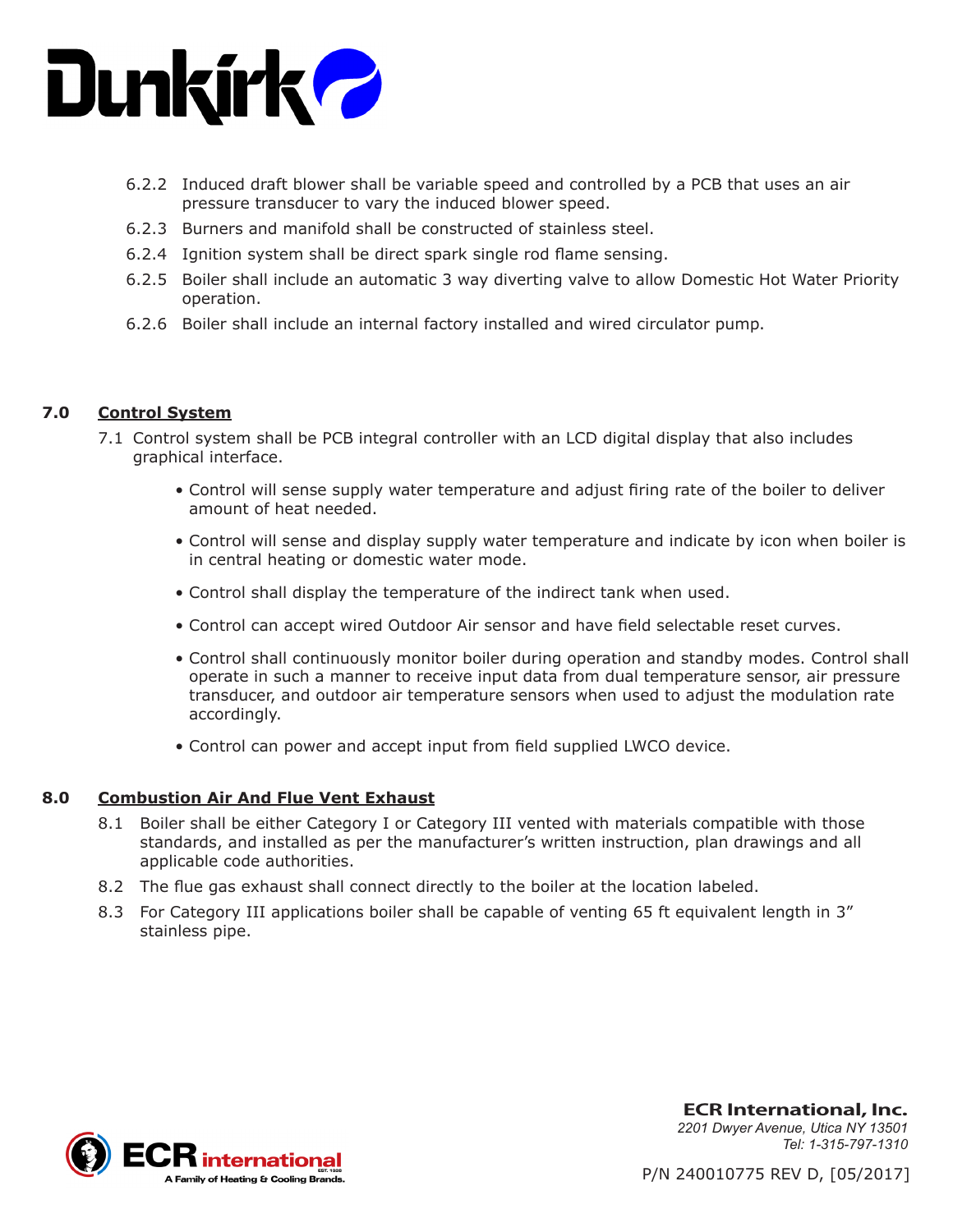6.2.2 Induced draft blower shall be variable speed and controlled by a PCB that uses an air pressure transducer to vary the induced blower speed.

6.2.3 Burners and manifold shall be constructed of stainless steel.

6.2.4 Ignition system shall be direct spark single rod flame sensing.

6.2.5 Boiler shall include an automatic 3 way diverting valve to allow Domestic Hot Water Priority operation.

6.2.6 Boiler shall include an internal factory installed and wired circulator pump.

## 7.0 Control System

7.1 Control system shall be PCB integral controller with an LCD digital display that also includes graphical interface.

- Control will sense supply water temperature and adjust firing rate of the boiler to deliver amount of heat needed.
- Control will sense and display supply water temperature and indicate by icon when boiler is in central heating or domestic water mode.
- Control shall display the temperature of the indirect tank when used.
- Control can accept wired Outdoor Air sensor and have field selectable reset curves.
- Control shall continuously monitor boiler during operation and standby modes. Control shall operate in such a manner to receive input data from dual temperature sensor, air pressure transducer, and outdoor air temperature sensors when used to adjust the modulation rate accordingly.
- Control can power and accept input from field supplied LWCO device.

## 8.0 Combustion Air And Flue Vent Exhaust

8.1 Boiler shall be either Category I or Category III vented with materials compatible with those standards, and installed as per the manufacturer's written instruction, plan drawings and all applicable code authorities.

8.2 The flue gas exhaust shall connect directly to the boiler at the location labeled.

8.3 For Category III applications boiler shall be capable of venting 65 ft equivalent length in 3" stainless pipe.

**ECR International, Inc.**
*2201 Dwyer Avenue, Utica NY 13501*
*Tel: 1-315-797-1310*

P/N 240010775 REV D, [05/2017]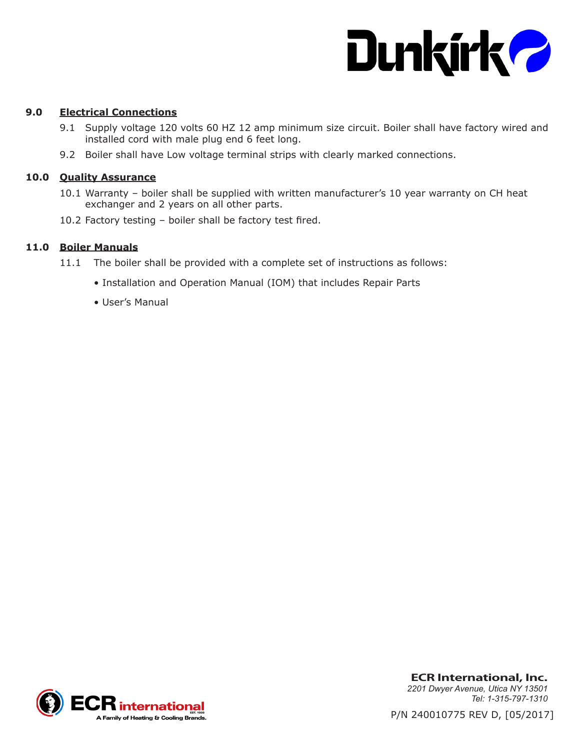## 9.0 Electrical Connections

9.1 Supply voltage 120 volts 60 HZ 12 amp minimum size circuit. Boiler shall have factory wired and installed cord with male plug end 6 feet long.

9.2 Boiler shall have Low voltage terminal strips with clearly marked connections.

## 10.0 Quality Assurance

10.1 Warranty – boiler shall be supplied with written manufacturer's 10 year warranty on CH heat exchanger and 2 years on all other parts.

10.2 Factory testing – boiler shall be factory test fired.

## 11.0 Boiler Manuals

11.1 The boiler shall be provided with a complete set of instructions as follows:

- Installation and Operation Manual (IOM) that includes Repair Parts
- User's Manual

**ECR International, Inc.**
*2201 Dwyer Avenue, Utica NY 13501*
*Tel: 1-315-797-1310*

P/N 240010775 REV D, [05/2017]